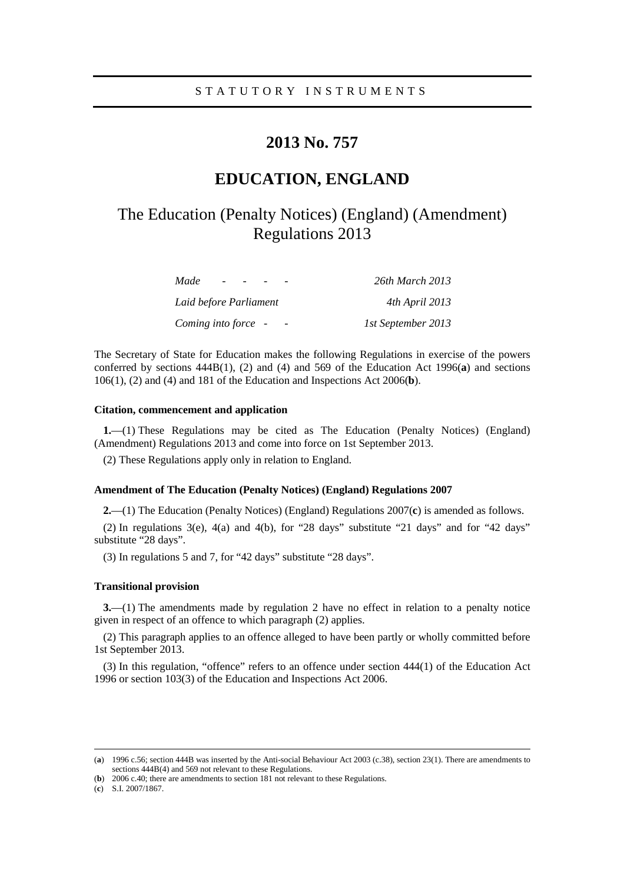STATUTORY INSTRUMENTS

# 2013 No. 757

## EDUCATION, ENGLAND

## The Education (Penalty Notices) (England) (Amendment) Regulations 2013

| | |
|---|---|
| *Made - - - -* | *26th March 2013* |
| *Laid before Parliament* | *4th April 2013* |
| *Coming into force - -* | *1st September 2013* |

The Secretary of State for Education makes the following Regulations in exercise of the powers conferred by sections 444B(1), (2) and (4) and 569 of the Education Act 1996(**a**) and sections 106(1), (2) and (4) and 181 of the Education and Inspections Act 2006(**b**).

### Citation, commencement and application

**1.**—(1) These Regulations may be cited as The Education (Penalty Notices) (England) (Amendment) Regulations 2013 and come into force on 1st September 2013.

(2) These Regulations apply only in relation to England.

### Amendment of The Education (Penalty Notices) (England) Regulations 2007

**2.**—(1) The Education (Penalty Notices) (England) Regulations 2007(**c**) is amended as follows.

(2) In regulations 3(e), 4(a) and 4(b), for "28 days" substitute "21 days" and for "42 days" substitute "28 days".

(3) In regulations 5 and 7, for "42 days" substitute "28 days".

### Transitional provision

**3.**—(1) The amendments made by regulation 2 have no effect in relation to a penalty notice given in respect of an offence to which paragraph (2) applies.

(2) This paragraph applies to an offence alleged to have been partly or wholly committed before 1st September 2013.

(3) In this regulation, "offence" refers to an offence under section 444(1) of the Education Act 1996 or section 103(3) of the Education and Inspections Act 2006.

---

(**a**) 1996 c.56; section 444B was inserted by the Anti-social Behaviour Act 2003 (c.38), section 23(1). There are amendments to sections 444B(4) and 569 not relevant to these Regulations.

(**b**) 2006 c.40; there are amendments to section 181 not relevant to these Regulations.

(**c**) S.I. 2007/1867.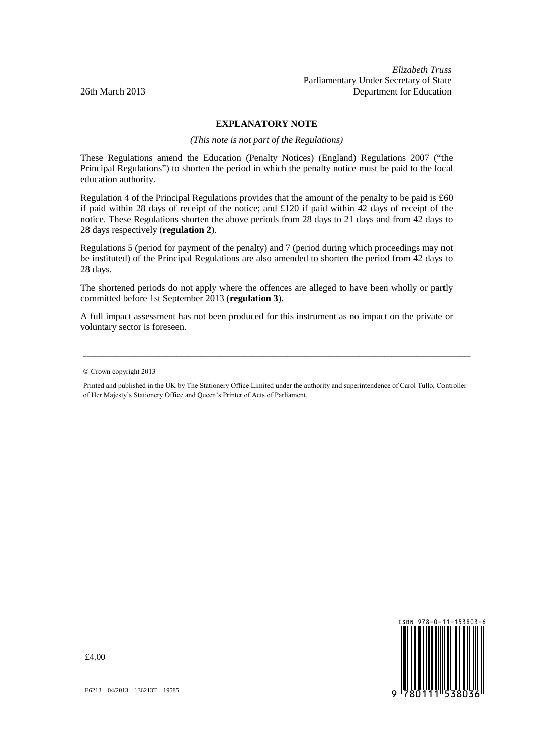*Elizabeth Truss*
Parliamentary Under Secretary of State
Department for Education

26th March 2013

## EXPLANATORY NOTE

*(This note is not part of the Regulations)*

These Regulations amend the Education (Penalty Notices) (England) Regulations 2007 ("the Principal Regulations") to shorten the period in which the penalty notice must be paid to the local education authority.

Regulation 4 of the Principal Regulations provides that the amount of the penalty to be paid is £60 if paid within 28 days of receipt of the notice; and £120 if paid within 42 days of receipt of the notice. These Regulations shorten the above periods from 28 days to 21 days and from 42 days to 28 days respectively (**regulation 2**).

Regulations 5 (period for payment of the penalty) and 7 (period during which proceedings may not be instituted) of the Principal Regulations are also amended to shorten the period from 42 days to 28 days.

The shortened periods do not apply where the offences are alleged to have been wholly or partly committed before 1st September 2013 (**regulation 3**).

A full impact assessment has not been produced for this instrument as no impact on the private or voluntary sector is foreseen.

---

© Crown copyright 2013

Printed and published in the UK by The Stationery Office Limited under the authority and superintendence of Carol Tullo, Controller of Her Majesty's Stationery Office and Queen's Printer of Acts of Parliament.

£4.00

ISBN 978-0-11-153803-6

E6213 04/2013 136213T 19585